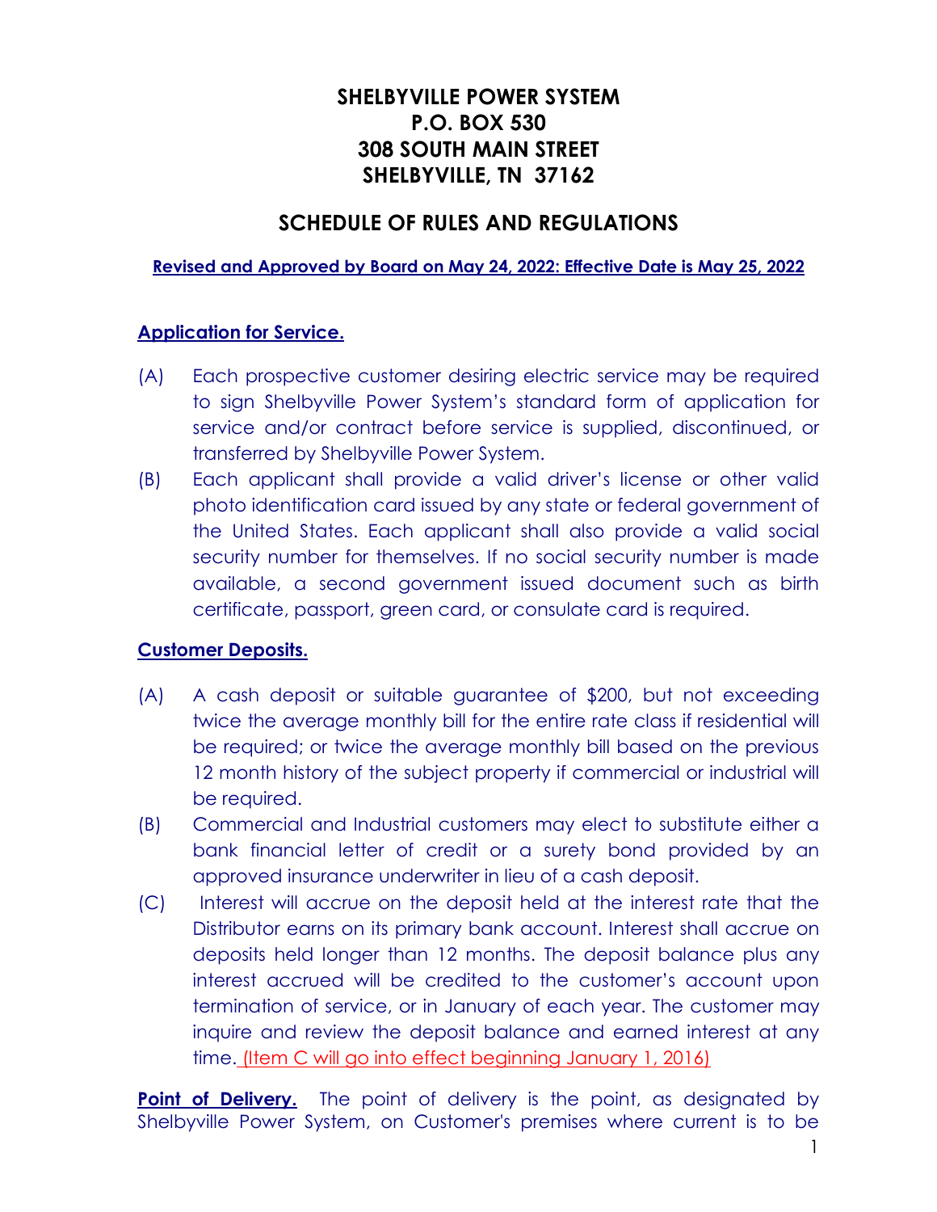# SHELBYVILLE POWER SYSTEM
# P.O. BOX 530
# 308 SOUTH MAIN STREET
# SHELBYVILLE, TN 37162

## SCHEDULE OF RULES AND REGULATIONS

**Revised and Approved by Board on May 24, 2022: Effective Date is May 25, 2022**

### Application for Service.

(A) Each prospective customer desiring electric service may be required to sign Shelbyville Power System's standard form of application for service and/or contract before service is supplied, discontinued, or transferred by Shelbyville Power System.

(B) Each applicant shall provide a valid driver's license or other valid photo identification card issued by any state or federal government of the United States. Each applicant shall also provide a valid social security number for themselves. If no social security number is made available, a second government issued document such as birth certificate, passport, green card, or consulate card is required.

### Customer Deposits.

(A) A cash deposit or suitable guarantee of $200, but not exceeding twice the average monthly bill for the entire rate class if residential will be required; or twice the average monthly bill based on the previous 12 month history of the subject property if commercial or industrial will be required.

(B) Commercial and Industrial customers may elect to substitute either a bank financial letter of credit or a surety bond provided by an approved insurance underwriter in lieu of a cash deposit.

(C) Interest will accrue on the deposit held at the interest rate that the Distributor earns on its primary bank account. Interest shall accrue on deposits held longer than 12 months. The deposit balance plus any interest accrued will be credited to the customer's account upon termination of service, or in January of each year. The customer may inquire and review the deposit balance and earned interest at any time. (Item C will go into effect beginning January 1, 2016)

**Point of Delivery.** The point of delivery is the point, as designated by Shelbyville Power System, on Customer's premises where current is to be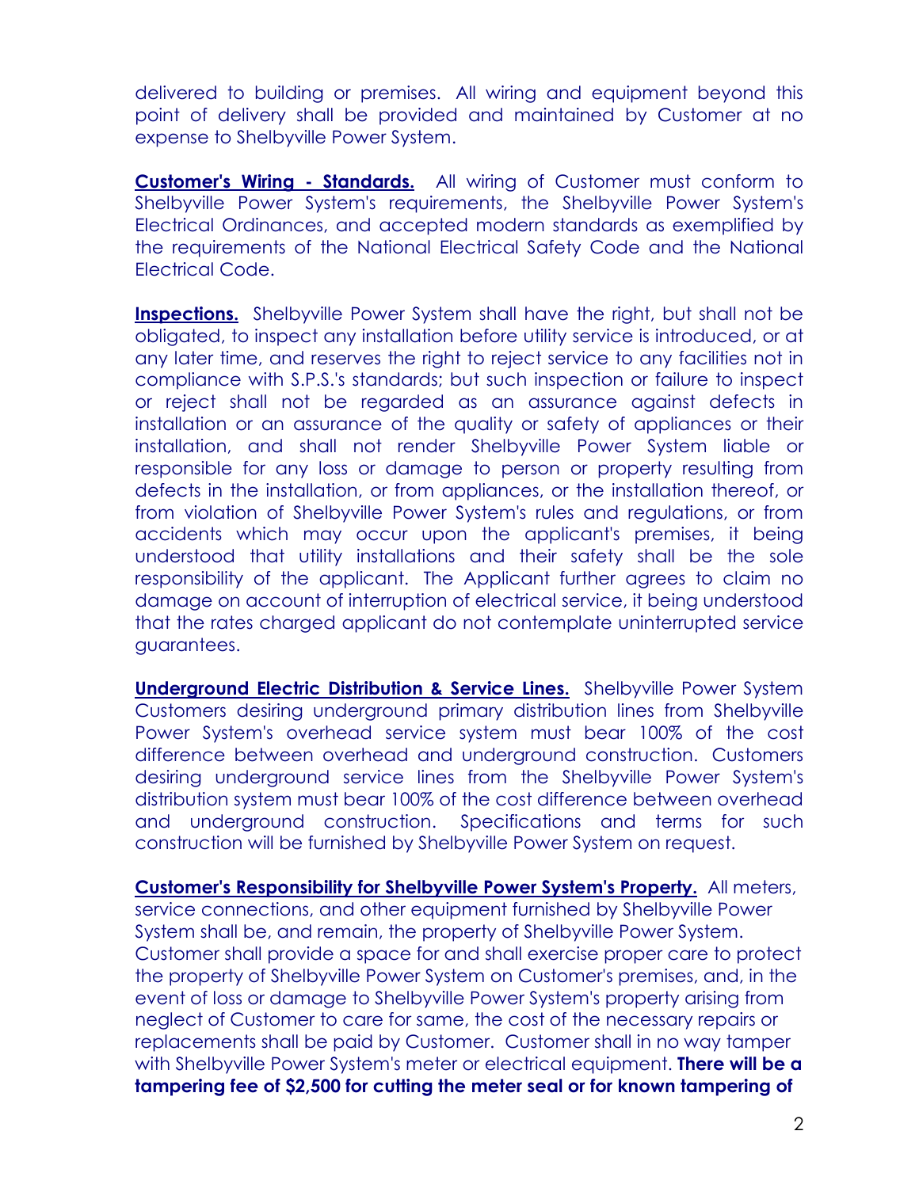delivered to building or premises. All wiring and equipment beyond this point of delivery shall be provided and maintained by Customer at no expense to Shelbyville Power System.

**Customer's Wiring - Standards.** All wiring of Customer must conform to Shelbyville Power System's requirements, the Shelbyville Power System's Electrical Ordinances, and accepted modern standards as exemplified by the requirements of the National Electrical Safety Code and the National Electrical Code.

**Inspections.** Shelbyville Power System shall have the right, but shall not be obligated, to inspect any installation before utility service is introduced, or at any later time, and reserves the right to reject service to any facilities not in compliance with S.P.S.'s standards; but such inspection or failure to inspect or reject shall not be regarded as an assurance against defects in installation or an assurance of the quality or safety of appliances or their installation, and shall not render Shelbyville Power System liable or responsible for any loss or damage to person or property resulting from defects in the installation, or from appliances, or the installation thereof, or from violation of Shelbyville Power System's rules and regulations, or from accidents which may occur upon the applicant's premises, it being understood that utility installations and their safety shall be the sole responsibility of the applicant. The Applicant further agrees to claim no damage on account of interruption of electrical service, it being understood that the rates charged applicant do not contemplate uninterrupted service guarantees.

**Underground Electric Distribution & Service Lines.** Shelbyville Power System Customers desiring underground primary distribution lines from Shelbyville Power System's overhead service system must bear 100% of the cost difference between overhead and underground construction. Customers desiring underground service lines from the Shelbyville Power System's distribution system must bear 100% of the cost difference between overhead and underground construction. Specifications and terms for such construction will be furnished by Shelbyville Power System on request.

**Customer's Responsibility for Shelbyville Power System's Property.** All meters, service connections, and other equipment furnished by Shelbyville Power System shall be, and remain, the property of Shelbyville Power System. Customer shall provide a space for and shall exercise proper care to protect the property of Shelbyville Power System on Customer's premises, and, in the event of loss or damage to Shelbyville Power System's property arising from neglect of Customer to care for same, the cost of the necessary repairs or replacements shall be paid by Customer. Customer shall in no way tamper with Shelbyville Power System's meter or electrical equipment. **There will be a tampering fee of $2,500 for cutting the meter seal or for known tampering of**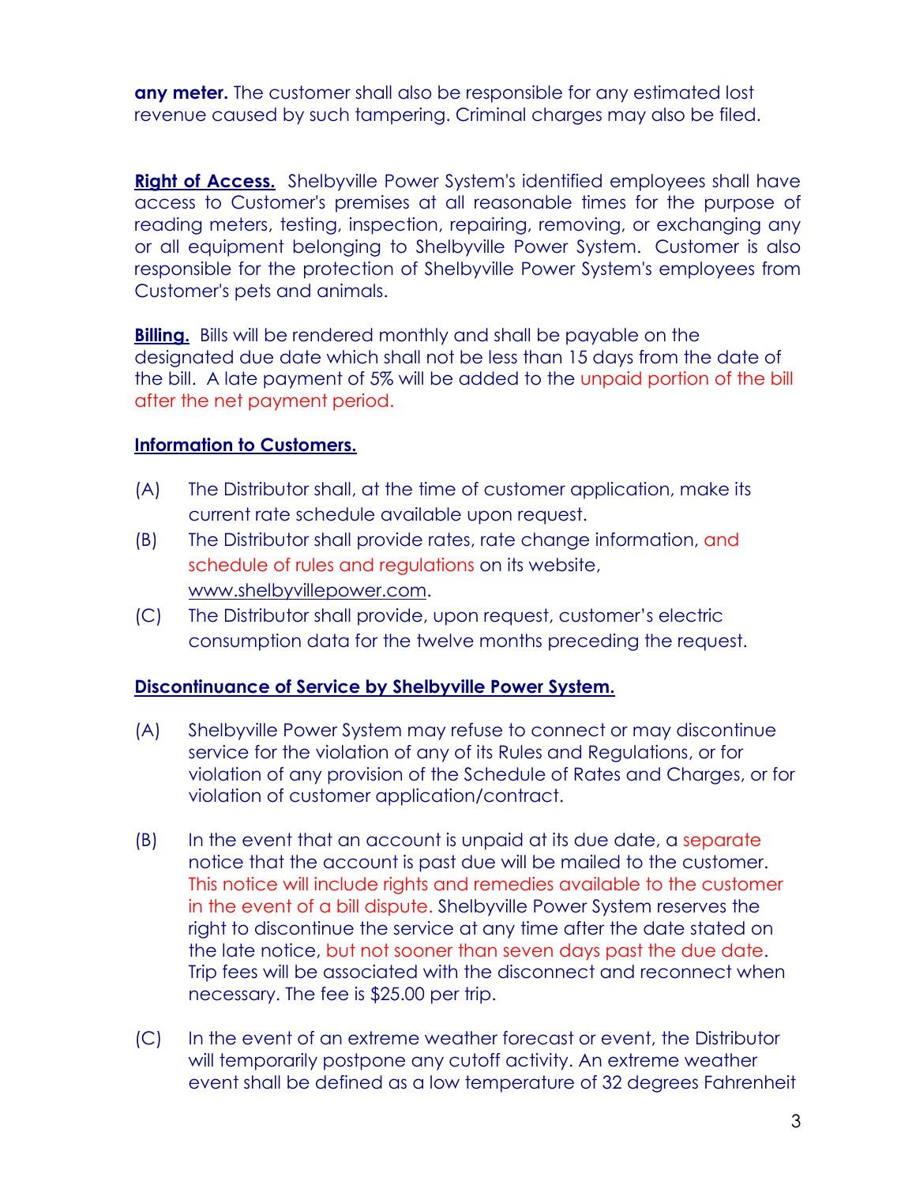**any meter.** The customer shall also be responsible for any estimated lost revenue caused by such tampering. Criminal charges may also be filed.

**Right of Access.** Shelbyville Power System's identified employees shall have access to Customer's premises at all reasonable times for the purpose of reading meters, testing, inspection, repairing, removing, or exchanging any or all equipment belonging to Shelbyville Power System. Customer is also responsible for the protection of Shelbyville Power System's employees from Customer's pets and animals.

**Billing.** Bills will be rendered monthly and shall be payable on the designated due date which shall not be less than 15 days from the date of the bill. A late payment of 5% will be added to the unpaid portion of the bill after the net payment period.

**Information to Customers.**

(A) The Distributor shall, at the time of customer application, make its current rate schedule available upon request.

(B) The Distributor shall provide rates, rate change information, and schedule of rules and regulations on its website, www.shelbyvillepower.com.

(C) The Distributor shall provide, upon request, customer's electric consumption data for the twelve months preceding the request.

**Discontinuance of Service by Shelbyville Power System.**

(A) Shelbyville Power System may refuse to connect or may discontinue service for the violation of any of its Rules and Regulations, or for violation of any provision of the Schedule of Rates and Charges, or for violation of customer application/contract.

(B) In the event that an account is unpaid at its due date, a separate notice that the account is past due will be mailed to the customer. This notice will include rights and remedies available to the customer in the event of a bill dispute. Shelbyville Power System reserves the right to discontinue the service at any time after the date stated on the late notice, but not sooner than seven days past the due date. Trip fees will be associated with the disconnect and reconnect when necessary. The fee is $25.00 per trip.

(C) In the event of an extreme weather forecast or event, the Distributor will temporarily postpone any cutoff activity. An extreme weather event shall be defined as a low temperature of 32 degrees Fahrenheit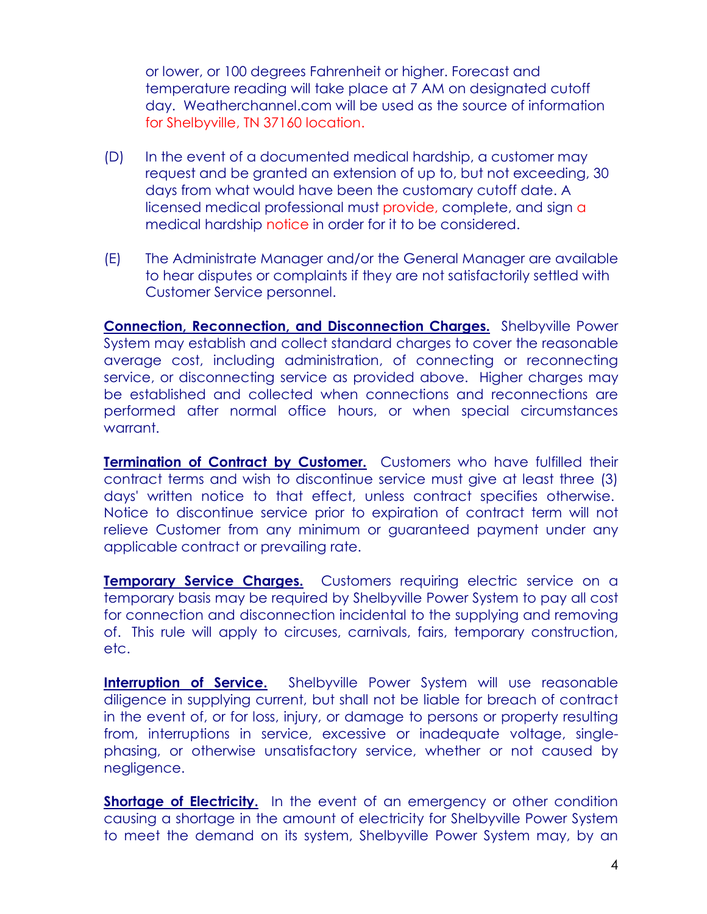or lower, or 100 degrees Fahrenheit or higher. Forecast and temperature reading will take place at 7 AM on designated cutoff day. Weatherchannel.com will be used as the source of information for Shelbyville, TN 37160 location.

(D) In the event of a documented medical hardship, a customer may request and be granted an extension of up to, but not exceeding, 30 days from what would have been the customary cutoff date. A licensed medical professional must provide, complete, and sign a medical hardship notice in order for it to be considered.

(E) The Administrate Manager and/or the General Manager are available to hear disputes or complaints if they are not satisfactorily settled with Customer Service personnel.

**Connection, Reconnection, and Disconnection Charges.** Shelbyville Power System may establish and collect standard charges to cover the reasonable average cost, including administration, of connecting or reconnecting service, or disconnecting service as provided above. Higher charges may be established and collected when connections and reconnections are performed after normal office hours, or when special circumstances warrant.

**Termination of Contract by Customer.** Customers who have fulfilled their contract terms and wish to discontinue service must give at least three (3) days' written notice to that effect, unless contract specifies otherwise. Notice to discontinue service prior to expiration of contract term will not relieve Customer from any minimum or guaranteed payment under any applicable contract or prevailing rate.

**Temporary Service Charges.** Customers requiring electric service on a temporary basis may be required by Shelbyville Power System to pay all cost for connection and disconnection incidental to the supplying and removing of. This rule will apply to circuses, carnivals, fairs, temporary construction, etc.

**Interruption of Service.** Shelbyville Power System will use reasonable diligence in supplying current, but shall not be liable for breach of contract in the event of, or for loss, injury, or damage to persons or property resulting from, interruptions in service, excessive or inadequate voltage, single-phasing, or otherwise unsatisfactory service, whether or not caused by negligence.

**Shortage of Electricity.** In the event of an emergency or other condition causing a shortage in the amount of electricity for Shelbyville Power System to meet the demand on its system, Shelbyville Power System may, by an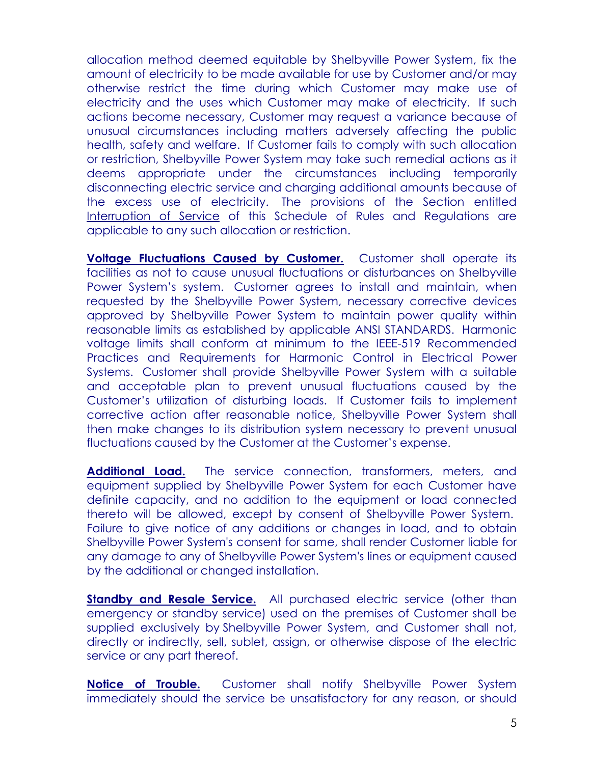allocation method deemed equitable by Shelbyville Power System, fix the amount of electricity to be made available for use by Customer and/or may otherwise restrict the time during which Customer may make use of electricity and the uses which Customer may make of electricity. If such actions become necessary, Customer may request a variance because of unusual circumstances including matters adversely affecting the public health, safety and welfare. If Customer fails to comply with such allocation or restriction, Shelbyville Power System may take such remedial actions as it deems appropriate under the circumstances including temporarily disconnecting electric service and charging additional amounts because of the excess use of electricity. The provisions of the Section entitled Interruption of Service of this Schedule of Rules and Regulations are applicable to any such allocation or restriction.

**Voltage Fluctuations Caused by Customer.** Customer shall operate its facilities as not to cause unusual fluctuations or disturbances on Shelbyville Power System's system. Customer agrees to install and maintain, when requested by the Shelbyville Power System, necessary corrective devices approved by Shelbyville Power System to maintain power quality within reasonable limits as established by applicable ANSI STANDARDS. Harmonic voltage limits shall conform at minimum to the IEEE-519 Recommended Practices and Requirements for Harmonic Control in Electrical Power Systems. Customer shall provide Shelbyville Power System with a suitable and acceptable plan to prevent unusual fluctuations caused by the Customer's utilization of disturbing loads. If Customer fails to implement corrective action after reasonable notice, Shelbyville Power System shall then make changes to its distribution system necessary to prevent unusual fluctuations caused by the Customer at the Customer's expense.

**Additional Load.** The service connection, transformers, meters, and equipment supplied by Shelbyville Power System for each Customer have definite capacity, and no addition to the equipment or load connected thereto will be allowed, except by consent of Shelbyville Power System. Failure to give notice of any additions or changes in load, and to obtain Shelbyville Power System's consent for same, shall render Customer liable for any damage to any of Shelbyville Power System's lines or equipment caused by the additional or changed installation.

**Standby and Resale Service.** All purchased electric service (other than emergency or standby service) used on the premises of Customer shall be supplied exclusively by Shelbyville Power System, and Customer shall not, directly or indirectly, sell, sublet, assign, or otherwise dispose of the electric service or any part thereof.

**Notice of Trouble.** Customer shall notify Shelbyville Power System immediately should the service be unsatisfactory for any reason, or should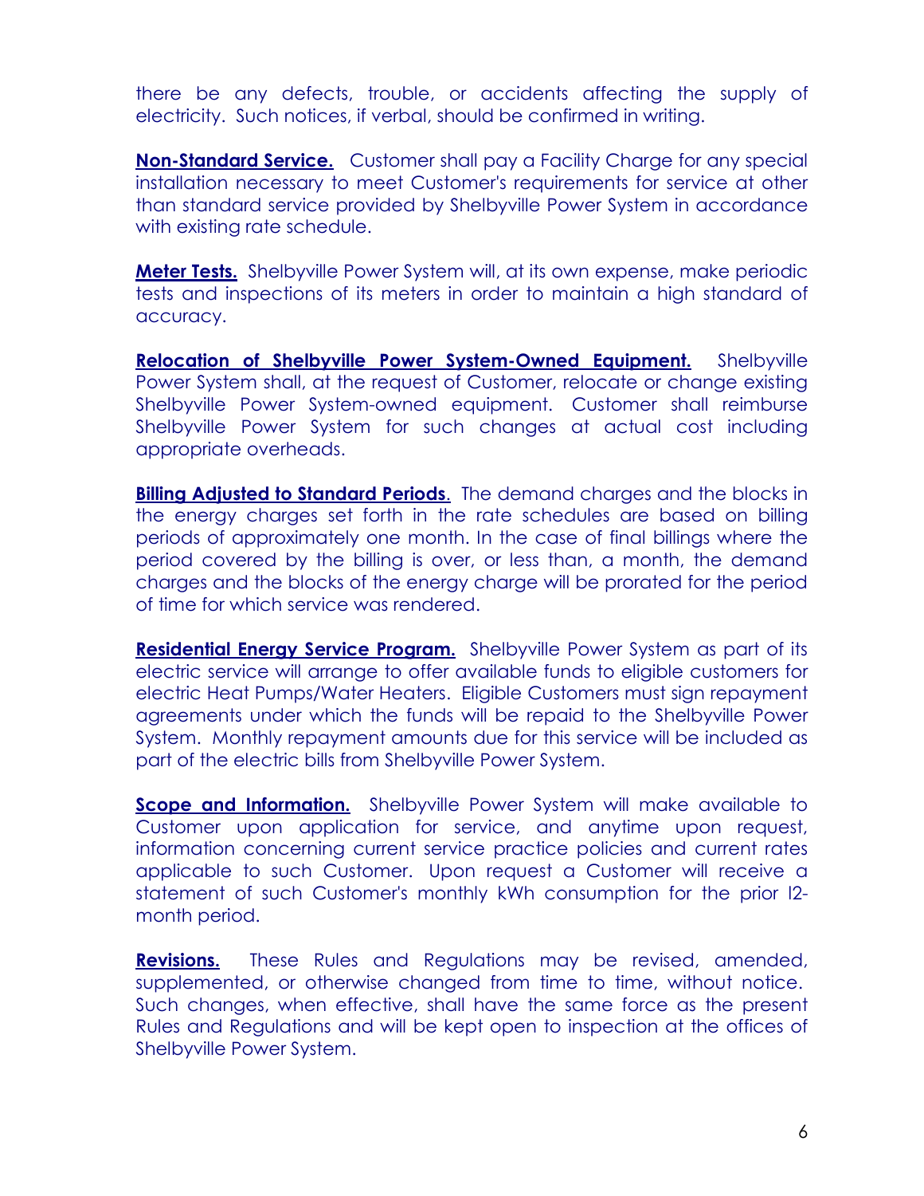there be any defects, trouble, or accidents affecting the supply of electricity. Such notices, if verbal, should be confirmed in writing.

**Non-Standard Service.** Customer shall pay a Facility Charge for any special installation necessary to meet Customer's requirements for service at other than standard service provided by Shelbyville Power System in accordance with existing rate schedule.

**Meter Tests.** Shelbyville Power System will, at its own expense, make periodic tests and inspections of its meters in order to maintain a high standard of accuracy.

**Relocation of Shelbyville Power System-Owned Equipment.** Shelbyville Power System shall, at the request of Customer, relocate or change existing Shelbyville Power System-owned equipment. Customer shall reimburse Shelbyville Power System for such changes at actual cost including appropriate overheads.

**Billing Adjusted to Standard Periods.** The demand charges and the blocks in the energy charges set forth in the rate schedules are based on billing periods of approximately one month. In the case of final billings where the period covered by the billing is over, or less than, a month, the demand charges and the blocks of the energy charge will be prorated for the period of time for which service was rendered.

**Residential Energy Service Program.** Shelbyville Power System as part of its electric service will arrange to offer available funds to eligible customers for electric Heat Pumps/Water Heaters. Eligible Customers must sign repayment agreements under which the funds will be repaid to the Shelbyville Power System. Monthly repayment amounts due for this service will be included as part of the electric bills from Shelbyville Power System.

**Scope and Information.** Shelbyville Power System will make available to Customer upon application for service, and anytime upon request, information concerning current service practice policies and current rates applicable to such Customer. Upon request a Customer will receive a statement of such Customer's monthly kWh consumption for the prior l2-month period.

**Revisions.** These Rules and Regulations may be revised, amended, supplemented, or otherwise changed from time to time, without notice. Such changes, when effective, shall have the same force as the present Rules and Regulations and will be kept open to inspection at the offices of Shelbyville Power System.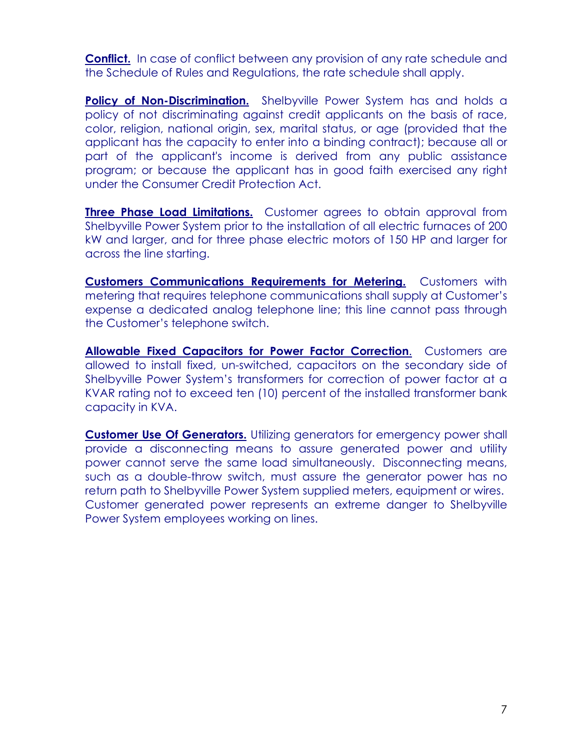**Conflict.** In case of conflict between any provision of any rate schedule and the Schedule of Rules and Regulations, the rate schedule shall apply.

**Policy of Non-Discrimination.** Shelbyville Power System has and holds a policy of not discriminating against credit applicants on the basis of race, color, religion, national origin, sex, marital status, or age (provided that the applicant has the capacity to enter into a binding contract); because all or part of the applicant's income is derived from any public assistance program; or because the applicant has in good faith exercised any right under the Consumer Credit Protection Act.

**Three Phase Load Limitations.** Customer agrees to obtain approval from Shelbyville Power System prior to the installation of all electric furnaces of 200 kW and larger, and for three phase electric motors of 150 HP and larger for across the line starting.

**Customers Communications Requirements for Metering.** Customers with metering that requires telephone communications shall supply at Customer's expense a dedicated analog telephone line; this line cannot pass through the Customer's telephone switch.

**Allowable Fixed Capacitors for Power Factor Correction**. Customers are allowed to install fixed, un-switched, capacitors on the secondary side of Shelbyville Power System's transformers for correction of power factor at a KVAR rating not to exceed ten (10) percent of the installed transformer bank capacity in KVA.

**Customer Use Of Generators.** Utilizing generators for emergency power shall provide a disconnecting means to assure generated power and utility power cannot serve the same load simultaneously. Disconnecting means, such as a double-throw switch, must assure the generator power has no return path to Shelbyville Power System supplied meters, equipment or wires. Customer generated power represents an extreme danger to Shelbyville Power System employees working on lines.